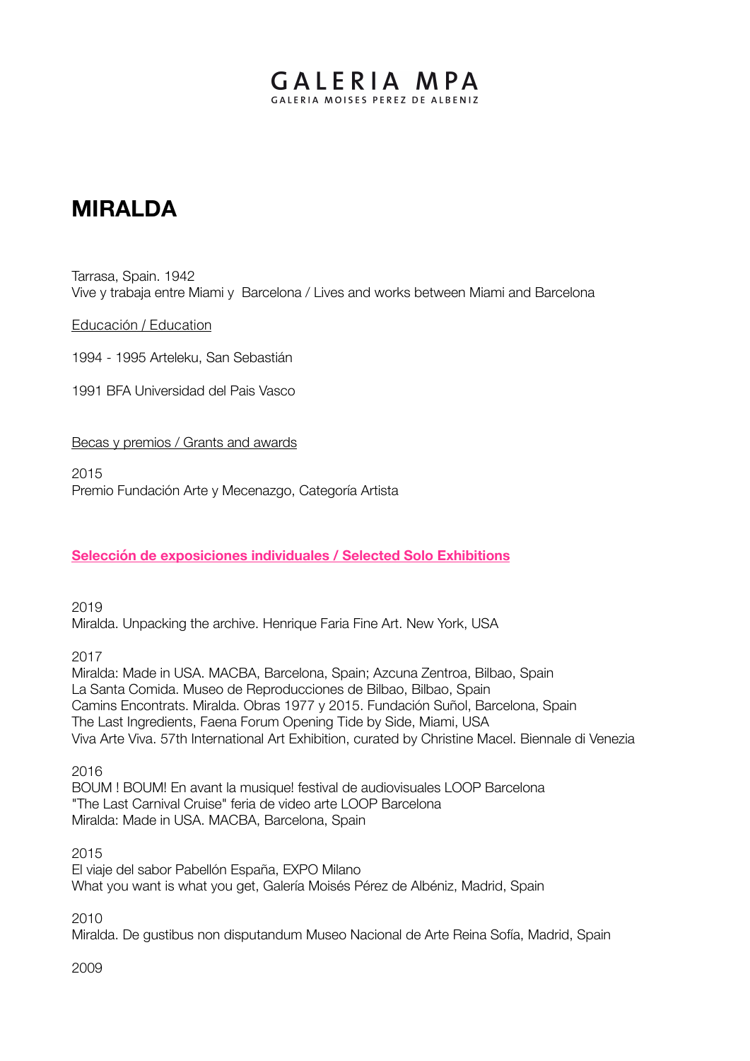# GALERIA MPA

GALERIA MOISES PEREZ DE ALBENIZ

# MIRALDA

Tarrasa, Spain. 1942
Vive y trabaja entre Miami y Barcelona / Lives and works between Miami and Barcelona

<u>Educación / Education</u>

1994 - 1995 Arteleku, San Sebastián

1991 BFA Universidad del Pais Vasco

<u>Becas y premios / Grants and awards</u>

2015
Premio Fundación Arte y Mecenazgo, Categoría Artista

## Selección de exposiciones individuales / Selected Solo Exhibitions

2019
Miralda. Unpacking the archive. Henrique Faria Fine Art. New York, USA

2017
Miralda: Made in USA. MACBA, Barcelona, Spain; Azcuna Zentroa, Bilbao, Spain
La Santa Comida. Museo de Reproducciones de Bilbao, Bilbao, Spain
Camins Encontrats. Miralda. Obras 1977 y 2015. Fundación Suñol, Barcelona, Spain
The Last Ingredients, Faena Forum Opening Tide by Side, Miami, USA
Viva Arte Viva. 57th International Art Exhibition, curated by Christine Macel. Biennale di Venezia

2016
BOUM ! BOUM! En avant la musique! festival de audiovisuales LOOP Barcelona
"The Last Carnival Cruise" feria de video arte LOOP Barcelona
Miralda: Made in USA. MACBA, Barcelona, Spain

2015
El viaje del sabor Pabellón España, EXPO Milano
What you want is what you get, Galería Moisés Pérez de Albéniz, Madrid, Spain

2010
Miralda. De gustibus non disputandum Museo Nacional de Arte Reina Sofía, Madrid, Spain

2009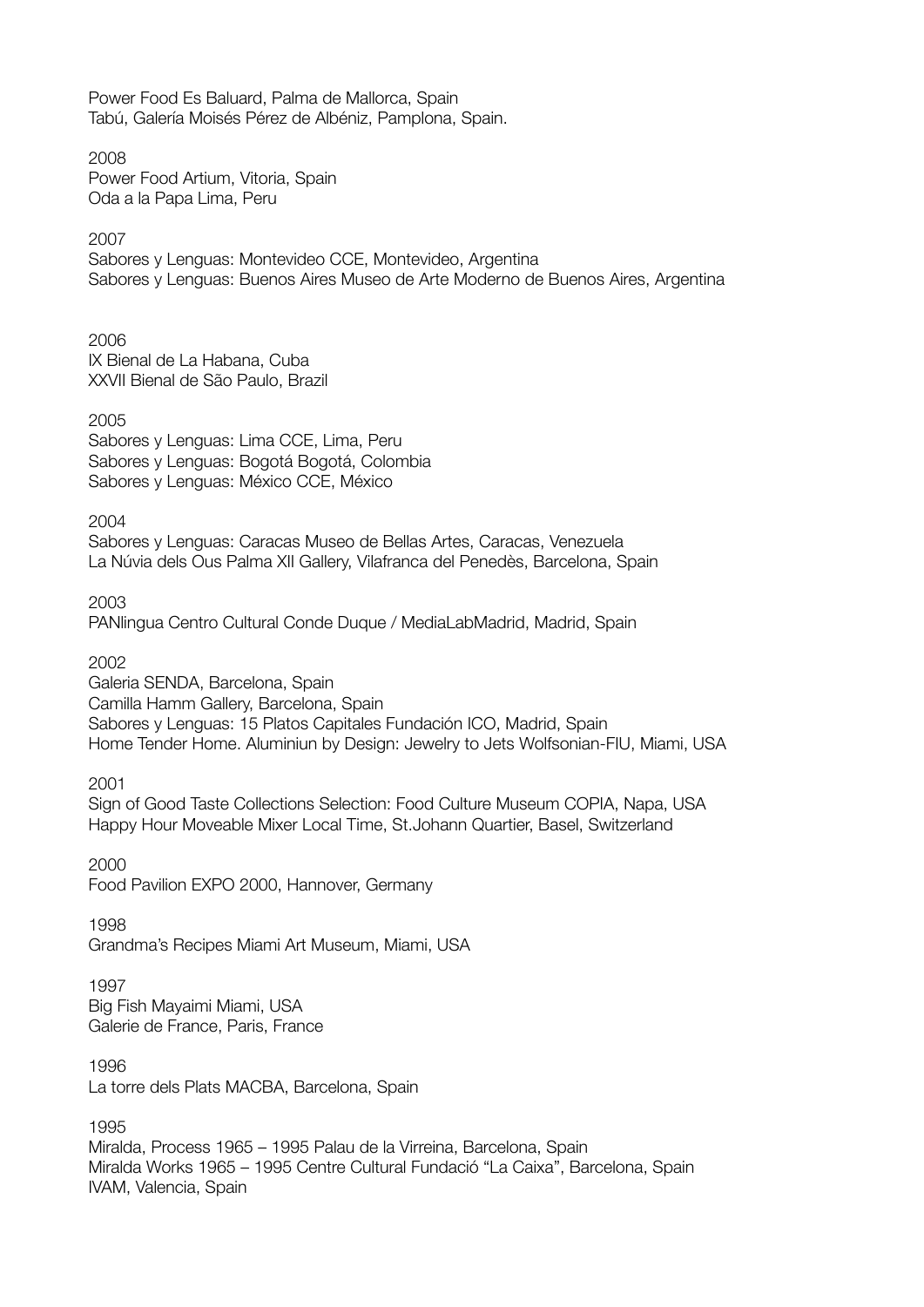Power Food Es Baluard, Palma de Mallorca, Spain
Tabú, Galería Moisés Pérez de Albéniz, Pamplona, Spain.

2008
Power Food Artium, Vitoria, Spain
Oda a la Papa Lima, Peru

2007
Sabores y Lenguas: Montevideo CCE, Montevideo, Argentina
Sabores y Lenguas: Buenos Aires Museo de Arte Moderno de Buenos Aires, Argentina

2006
IX Bienal de La Habana, Cuba
XXVII Bienal de São Paulo, Brazil

2005
Sabores y Lenguas: Lima CCE, Lima, Peru
Sabores y Lenguas: Bogotá Bogotá, Colombia
Sabores y Lenguas: México CCE, México

2004
Sabores y Lenguas: Caracas Museo de Bellas Artes, Caracas, Venezuela
La Núvia dels Ous Palma XII Gallery, Vilafranca del Penedès, Barcelona, Spain

2003
PANlingua Centro Cultural Conde Duque / MediaLabMadrid, Madrid, Spain

2002
Galeria SENDA, Barcelona, Spain
Camilla Hamm Gallery, Barcelona, Spain
Sabores y Lenguas: 15 Platos Capitales Fundación ICO, Madrid, Spain
Home Tender Home. Aluminiun by Design: Jewelry to Jets Wolfsonian-FIU, Miami, USA

2001
Sign of Good Taste Collections Selection: Food Culture Museum COPIA, Napa, USA
Happy Hour Moveable Mixer Local Time, St.Johann Quartier, Basel, Switzerland

2000
Food Pavilion EXPO 2000, Hannover, Germany

1998
Grandma's Recipes Miami Art Museum, Miami, USA

1997
Big Fish Mayaimi Miami, USA
Galerie de France, Paris, France

1996
La torre dels Plats MACBA, Barcelona, Spain

1995
Miralda, Process 1965 – 1995 Palau de la Virreina, Barcelona, Spain
Miralda Works 1965 – 1995 Centre Cultural Fundació "La Caixa", Barcelona, Spain
IVAM, Valencia, Spain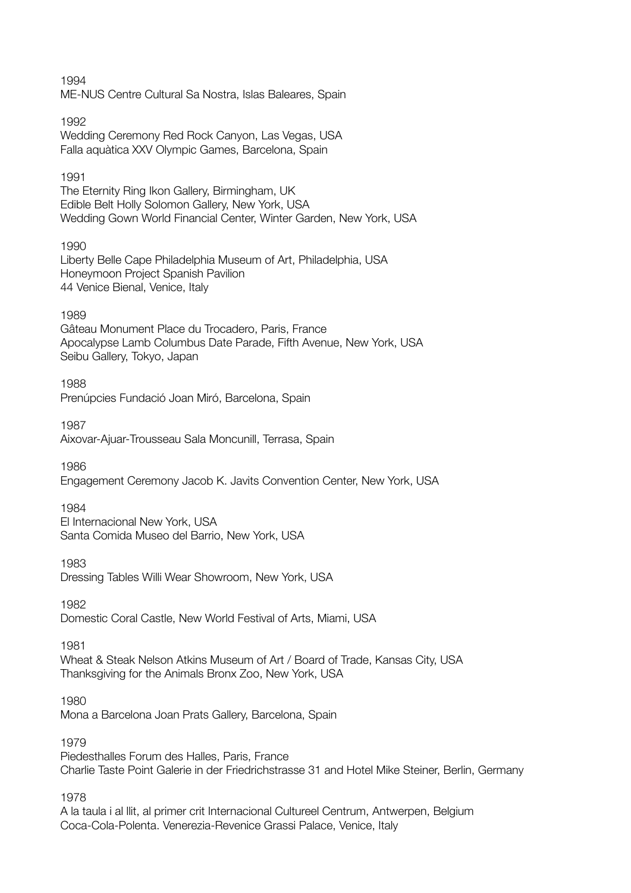1994
ME-NUS Centre Cultural Sa Nostra, Islas Baleares, Spain

1992
Wedding Ceremony Red Rock Canyon, Las Vegas, USA
Falla aquàtica XXV Olympic Games, Barcelona, Spain

1991
The Eternity Ring Ikon Gallery, Birmingham, UK
Edible Belt Holly Solomon Gallery, New York, USA
Wedding Gown World Financial Center, Winter Garden, New York, USA

1990
Liberty Belle Cape Philadelphia Museum of Art, Philadelphia, USA
Honeymoon Project Spanish Pavilion
44 Venice Bienal, Venice, Italy

1989
Gâteau Monument Place du Trocadero, Paris, France
Apocalypse Lamb Columbus Date Parade, Fifth Avenue, New York, USA
Seibu Gallery, Tokyo, Japan

1988
Prenúpcies Fundació Joan Miró, Barcelona, Spain

1987
Aixovar-Ajuar-Trousseau Sala Moncunill, Terrasa, Spain

1986
Engagement Ceremony Jacob K. Javits Convention Center, New York, USA

1984
El Internacional New York, USA
Santa Comida Museo del Barrio, New York, USA

1983
Dressing Tables Willi Wear Showroom, New York, USA

1982
Domestic Coral Castle, New World Festival of Arts, Miami, USA

1981
Wheat & Steak Nelson Atkins Museum of Art / Board of Trade, Kansas City, USA
Thanksgiving for the Animals Bronx Zoo, New York, USA

1980
Mona a Barcelona Joan Prats Gallery, Barcelona, Spain

1979
Piedesthalles Forum des Halles, Paris, France
Charlie Taste Point Galerie in der Friedrichstrasse 31 and Hotel Mike Steiner, Berlin, Germany

1978
A la taula i al llit, al primer crit Internacional Cultureel Centrum, Antwerpen, Belgium
Coca-Cola-Polenta. Venerezia-Revenice Grassi Palace, Venice, Italy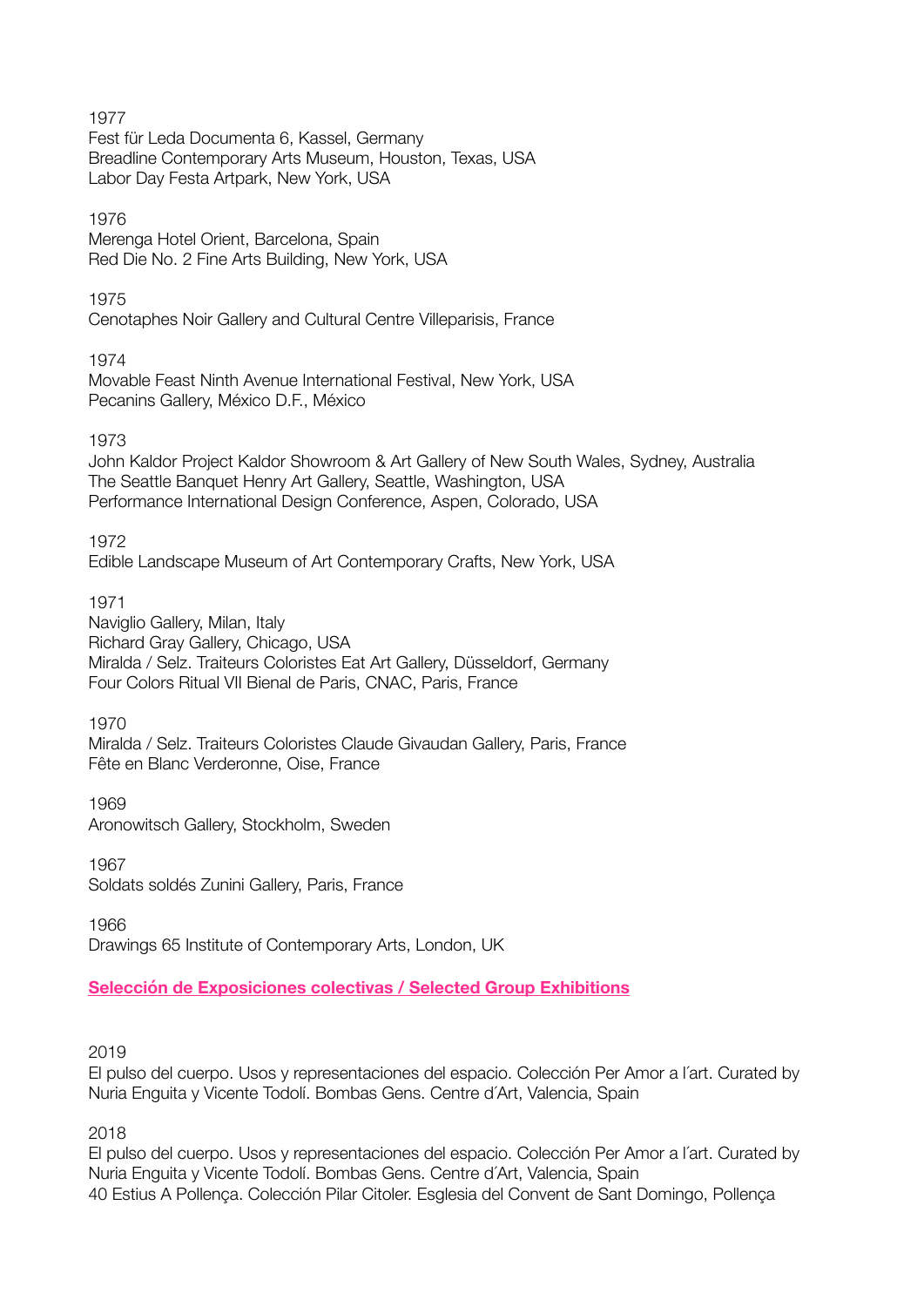1977
Fest für Leda Documenta 6, Kassel, Germany
Breadline Contemporary Arts Museum, Houston, Texas, USA
Labor Day Festa Artpark, New York, USA

1976
Merenga Hotel Orient, Barcelona, Spain
Red Die No. 2 Fine Arts Building, New York, USA

1975
Cenotaphes Noir Gallery and Cultural Centre Villeparisis, France

1974
Movable Feast Ninth Avenue International Festival, New York, USA
Pecanins Gallery, México D.F., México

1973
John Kaldor Project Kaldor Showroom & Art Gallery of New South Wales, Sydney, Australia
The Seattle Banquet Henry Art Gallery, Seattle, Washington, USA
Performance International Design Conference, Aspen, Colorado, USA

1972
Edible Landscape Museum of Art Contemporary Crafts, New York, USA

1971
Naviglio Gallery, Milan, Italy
Richard Gray Gallery, Chicago, USA
Miralda / Selz. Traiteurs Coloristes Eat Art Gallery, Düsseldorf, Germany
Four Colors Ritual VII Bienal de Paris, CNAC, Paris, France

1970
Miralda / Selz. Traiteurs Coloristes Claude Givaudan Gallery, Paris, France
Fête en Blanc Verderonne, Oise, France

1969
Aronowitsch Gallery, Stockholm, Sweden

1967
Soldats soldés Zunini Gallery, Paris, France

1966
Drawings 65 Institute of Contemporary Arts, London, UK

## Selección de Exposiciones colectivas / Selected Group Exhibitions

2019
El pulso del cuerpo. Usos y representaciones del espacio. Colección Per Amor a l´art. Curated by Nuria Enguita y Vicente Todolí. Bombas Gens. Centre d´Art, Valencia, Spain

2018
El pulso del cuerpo. Usos y representaciones del espacio. Colección Per Amor a l´art. Curated by Nuria Enguita y Vicente Todolí. Bombas Gens. Centre d´Art, Valencia, Spain
40 Estius A Pollença. Colección Pilar Citoler. Esglesia del Convent de Sant Domingo, Pollença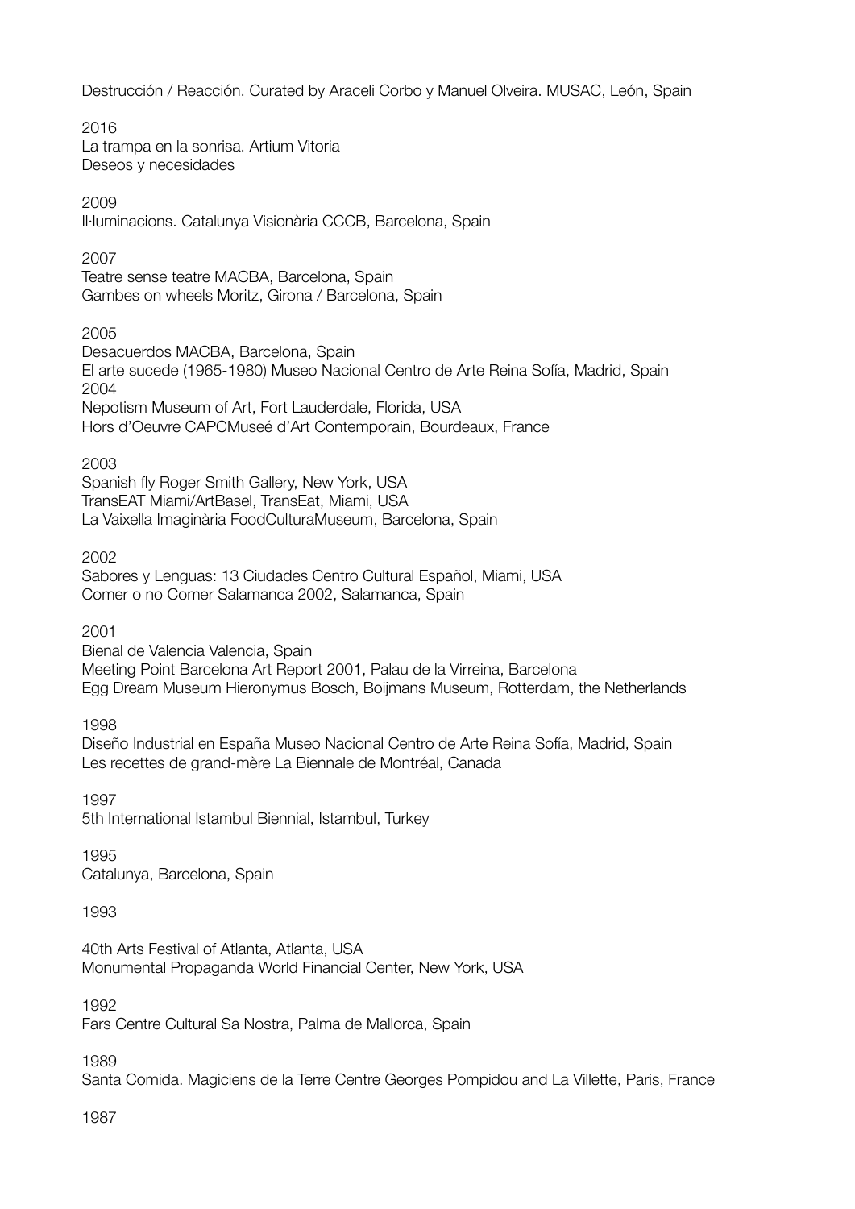Destrucción / Reacción. Curated by Araceli Corbo y Manuel Olveira. MUSAC, León, Spain

2016
La trampa en la sonrisa. Artium Vitoria
Deseos y necesidades

2009
Il·luminacions. Catalunya Visionària CCCB, Barcelona, Spain

2007
Teatre sense teatre MACBA, Barcelona, Spain
Gambes on wheels Moritz, Girona / Barcelona, Spain

2005
Desacuerdos MACBA, Barcelona, Spain
El arte sucede (1965-1980) Museo Nacional Centro de Arte Reina Sofía, Madrid, Spain
2004
Nepotism Museum of Art, Fort Lauderdale, Florida, USA
Hors d'Oeuvre CAPCMuseé d'Art Contemporain, Bourdeaux, France

2003
Spanish fly Roger Smith Gallery, New York, USA
TransEAT Miami/ArtBasel, TransEat, Miami, USA
La Vaixella Imaginària FoodCulturaMuseum, Barcelona, Spain

2002
Sabores y Lenguas: 13 Ciudades Centro Cultural Español, Miami, USA
Comer o no Comer Salamanca 2002, Salamanca, Spain

2001
Bienal de Valencia Valencia, Spain
Meeting Point Barcelona Art Report 2001, Palau de la Virreina, Barcelona
Egg Dream Museum Hieronymus Bosch, Boijmans Museum, Rotterdam, the Netherlands

1998
Diseño Industrial en España Museo Nacional Centro de Arte Reina Sofía, Madrid, Spain
Les recettes de grand-mère La Biennale de Montréal, Canada

1997
5th International Istambul Biennial, Istambul, Turkey

1995
Catalunya, Barcelona, Spain

1993

40th Arts Festival of Atlanta, Atlanta, USA
Monumental Propaganda World Financial Center, New York, USA

1992
Fars Centre Cultural Sa Nostra, Palma de Mallorca, Spain

1989
Santa Comida. Magiciens de la Terre Centre Georges Pompidou and La Villette, Paris, France

1987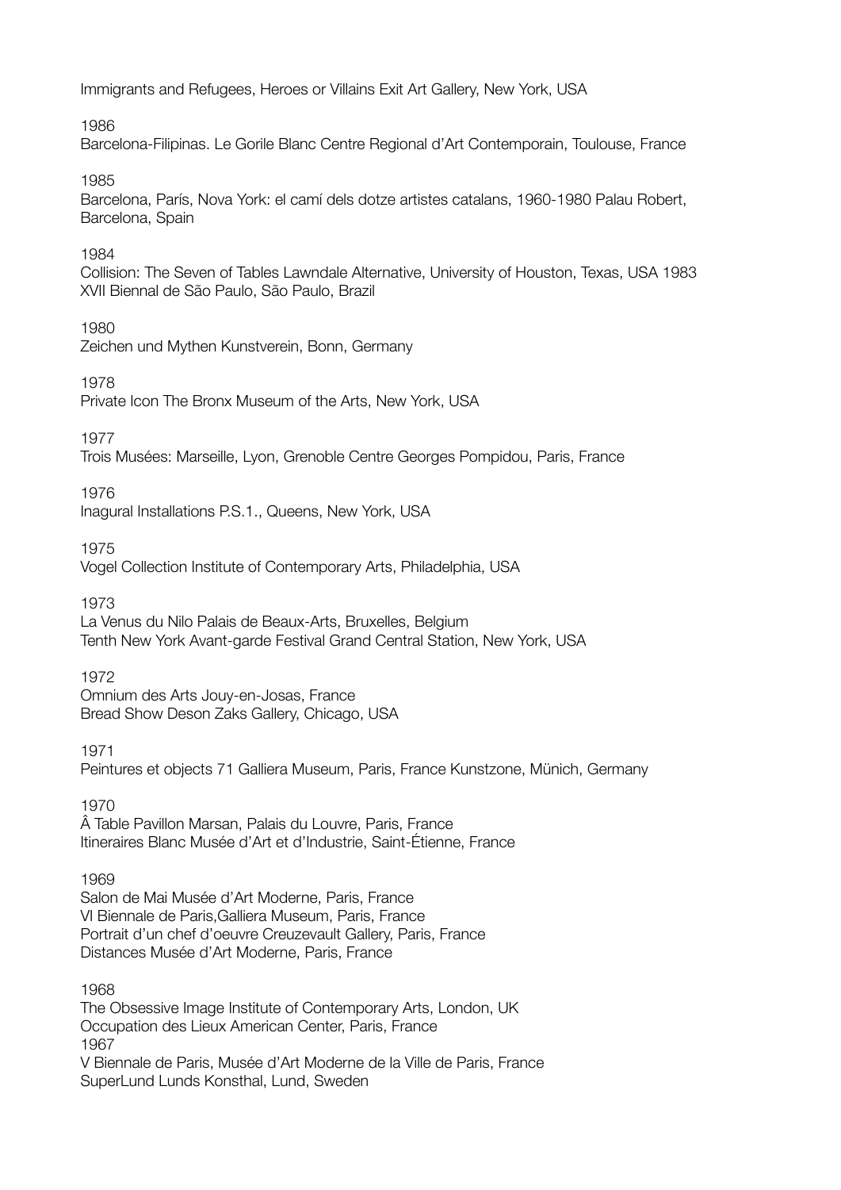Immigrants and Refugees, Heroes or Villains Exit Art Gallery, New York, USA

1986

Barcelona-Filipinas. Le Gorile Blanc Centre Regional d'Art Contemporain, Toulouse, France

1985

Barcelona, París, Nova York: el camí dels dotze artistes catalans, 1960-1980 Palau Robert, Barcelona, Spain

1984

Collision: The Seven of Tables Lawndale Alternative, University of Houston, Texas, USA 1983 XVII Biennal de São Paulo, São Paulo, Brazil

1980

Zeichen und Mythen Kunstverein, Bonn, Germany

1978

Private Icon The Bronx Museum of the Arts, New York, USA

1977

Trois Musées: Marseille, Lyon, Grenoble Centre Georges Pompidou, Paris, France

1976

Inagural Installations P.S.1., Queens, New York, USA

1975

Vogel Collection Institute of Contemporary Arts, Philadelphia, USA

1973

La Venus du Nilo Palais de Beaux-Arts, Bruxelles, Belgium

Tenth New York Avant-garde Festival Grand Central Station, New York, USA

1972

Omnium des Arts Jouy-en-Josas, France

Bread Show Deson Zaks Gallery, Chicago, USA

1971

Peintures et objects 71 Galliera Museum, Paris, France Kunstzone, Münich, Germany

1970

Â Table Pavillon Marsan, Palais du Louvre, Paris, France

Itineraires Blanc Musée d'Art et d'Industrie, Saint-Étienne, France

1969

Salon de Mai Musée d'Art Moderne, Paris, France

VI Biennale de Paris,Galliera Museum, Paris, France

Portrait d'un chef d'oeuvre Creuzevault Gallery, Paris, France

Distances Musée d'Art Moderne, Paris, France

1968

The Obsessive Image Institute of Contemporary Arts, London, UK

Occupation des Lieux American Center, Paris, France

1967

V Biennale de Paris, Musée d'Art Moderne de la Ville de Paris, France

SuperLund Lunds Konsthal, Lund, Sweden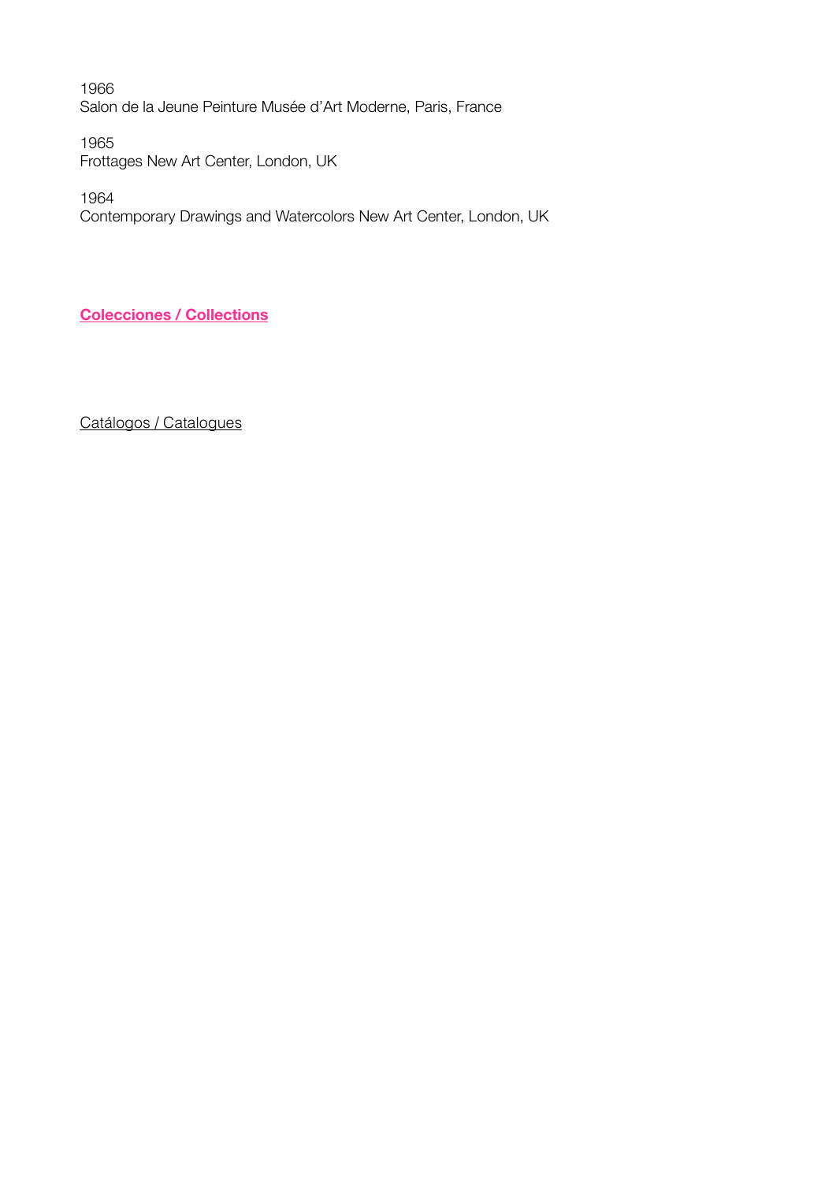1966
Salon de la Jeune Peinture Musée d'Art Moderne, Paris, France

1965
Frottages New Art Center, London, UK

1964
Contemporary Drawings and Watercolors New Art Center, London, UK

**Colecciones / Collections**

Catálogos / Catalogues